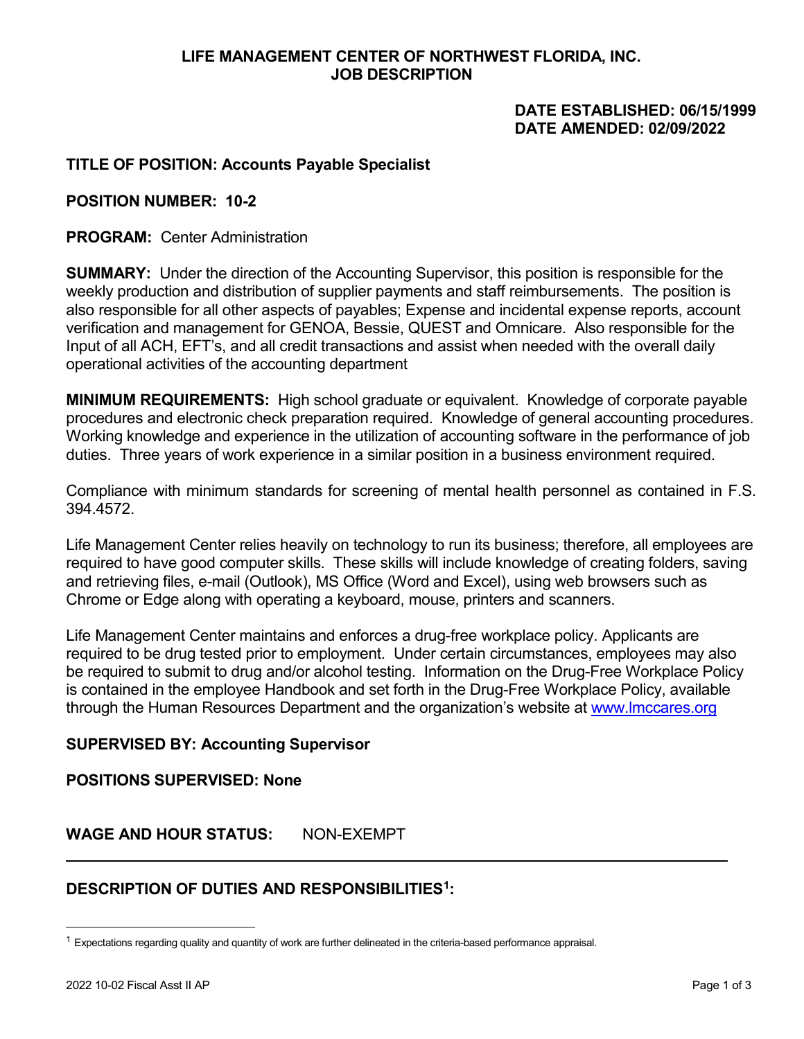# LIFE MANAGEMENT CENTER OF NORTHWEST FLORIDA, INC.
## JOB DESCRIPTION

**DATE ESTABLISHED: 06/15/1999**
**DATE AMENDED: 02/09/2022**

**TITLE OF POSITION: Accounts Payable Specialist**

**POSITION NUMBER: 10-2**

**PROGRAM:** Center Administration

**SUMMARY:** Under the direction of the Accounting Supervisor, this position is responsible for the weekly production and distribution of supplier payments and staff reimbursements. The position is also responsible for all other aspects of payables; Expense and incidental expense reports, account verification and management for GENOA, Bessie, QUEST and Omnicare. Also responsible for the Input of all ACH, EFT's, and all credit transactions and assist when needed with the overall daily operational activities of the accounting department

**MINIMUM REQUIREMENTS:** High school graduate or equivalent. Knowledge of corporate payable procedures and electronic check preparation required. Knowledge of general accounting procedures. Working knowledge and experience in the utilization of accounting software in the performance of job duties. Three years of work experience in a similar position in a business environment required.

Compliance with minimum standards for screening of mental health personnel as contained in F.S. 394.4572.

Life Management Center relies heavily on technology to run its business; therefore, all employees are required to have good computer skills. These skills will include knowledge of creating folders, saving and retrieving files, e-mail (Outlook), MS Office (Word and Excel), using web browsers such as Chrome or Edge along with operating a keyboard, mouse, printers and scanners.

Life Management Center maintains and enforces a drug-free workplace policy. Applicants are required to be drug tested prior to employment. Under certain circumstances, employees may also be required to submit to drug and/or alcohol testing. Information on the Drug-Free Workplace Policy is contained in the employee Handbook and set forth in the Drug-Free Workplace Policy, available through the Human Resources Department and the organization's website at www.lmccares.org

**SUPERVISED BY: Accounting Supervisor**

**POSITIONS SUPERVISED: None**

**WAGE AND HOUR STATUS:** NON-EXEMPT

---

**DESCRIPTION OF DUTIES AND RESPONSIBILITIES[1]:**

[1] Expectations regarding quality and quantity of work are further delineated in the criteria-based performance appraisal.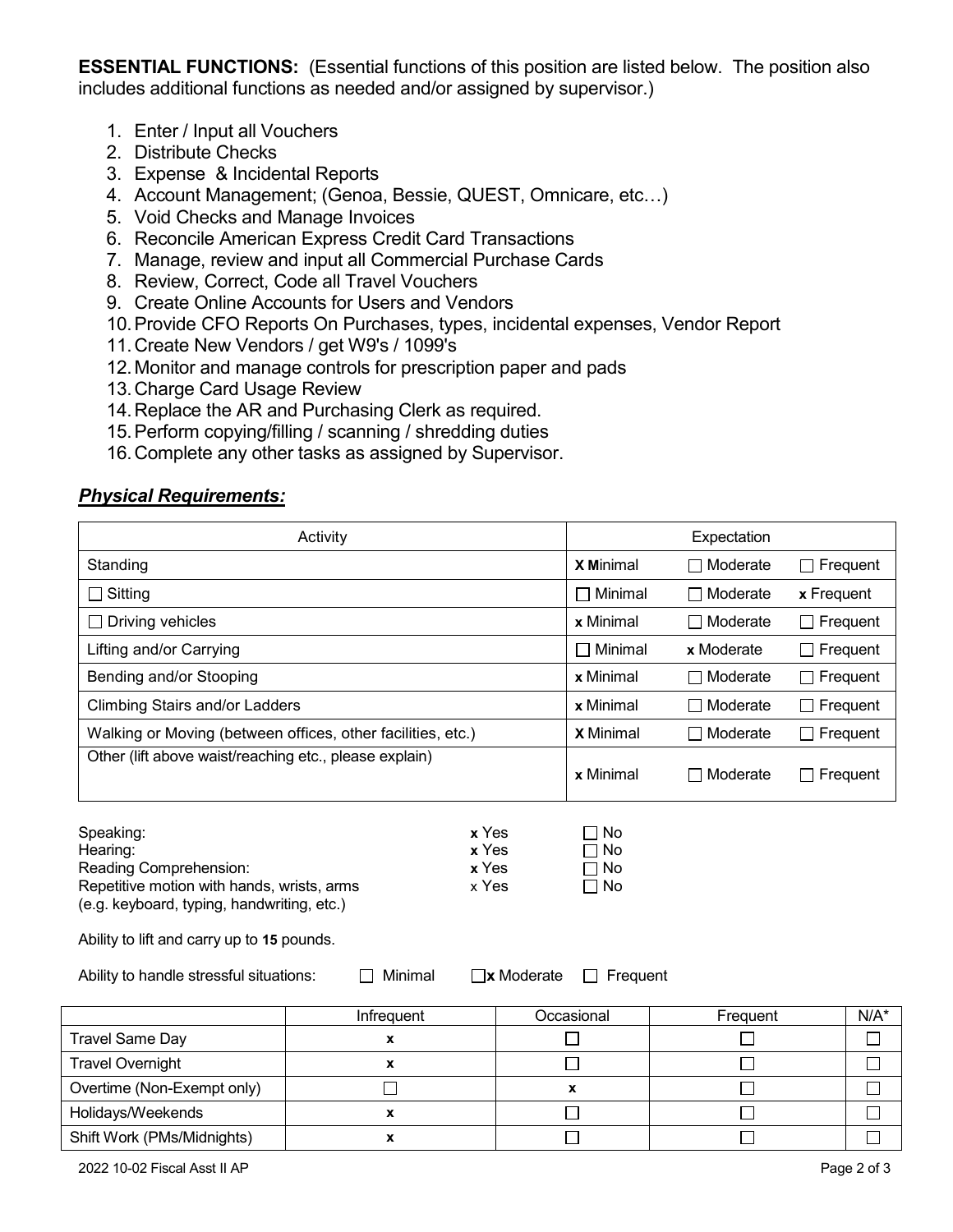**ESSENTIAL FUNCTIONS:** (Essential functions of this position are listed below. The position also includes additional functions as needed and/or assigned by supervisor.)

1. Enter / Input all Vouchers
2. Distribute Checks
3. Expense & Incidental Reports
4. Account Management; (Genoa, Bessie, QUEST, Omnicare, etc…)
5. Void Checks and Manage Invoices
6. Reconcile American Express Credit Card Transactions
7. Manage, review and input all Commercial Purchase Cards
8. Review, Correct, Code all Travel Vouchers
9. Create Online Accounts for Users and Vendors
10. Provide CFO Reports On Purchases, types, incidental expenses, Vendor Report
11. Create New Vendors / get W9's / 1099's
12. Monitor and manage controls for prescription paper and pads
13. Charge Card Usage Review
14. Replace the AR and Purchasing Clerk as required.
15. Perform copying/filling / scanning / shredding duties
16. Complete any other tasks as assigned by Supervisor.

## ***Physical Requirements:***

| Activity | Expectation | | |
|---|---|---|---|
| Standing | X Minimal | ☐ Moderate | ☐ Frequent |
| ☐ Sitting | ☐ Minimal | ☐ Moderate | x Frequent |
| ☐ Driving vehicles | x Minimal | ☐ Moderate | ☐ Frequent |
| Lifting and/or Carrying | ☐ Minimal | x Moderate | ☐ Frequent |
| Bending and/or Stooping | x Minimal | ☐ Moderate | ☐ Frequent |
| Climbing Stairs and/or Ladders | x Minimal | ☐ Moderate | ☐ Frequent |
| Walking or Moving (between offices, other facilities, etc.) | X Minimal | ☐ Moderate | ☐ Frequent |
| Other (lift above waist/reaching etc., please explain) | x Minimal | ☐ Moderate | ☐ Frequent |

| | | |
|---|---|---|
| Speaking: | x Yes | ☐ No |
| Hearing: | x Yes | ☐ No |
| Reading Comprehension: | x Yes | ☐ No |
| Repetitive motion with hands, wrists, arms (e.g. keyboard, typing, handwriting, etc.) | x Yes | ☐ No |

Ability to lift and carry up to **15** pounds.

Ability to handle stressful situations: ☐ Minimal ☐x Moderate ☐ Frequent

| | Infrequent | Occasional | Frequent | N/A* |
|---|---|---|---|---|
| Travel Same Day | x | ☐ | ☐ | ☐ |
| Travel Overnight | x | ☐ | ☐ | ☐ |
| Overtime (Non-Exempt only) | ☐ | x | ☐ | ☐ |
| Holidays/Weekends | x | ☐ | ☐ | ☐ |
| Shift Work (PMs/Midnights) | x | ☐ | ☐ | ☐ |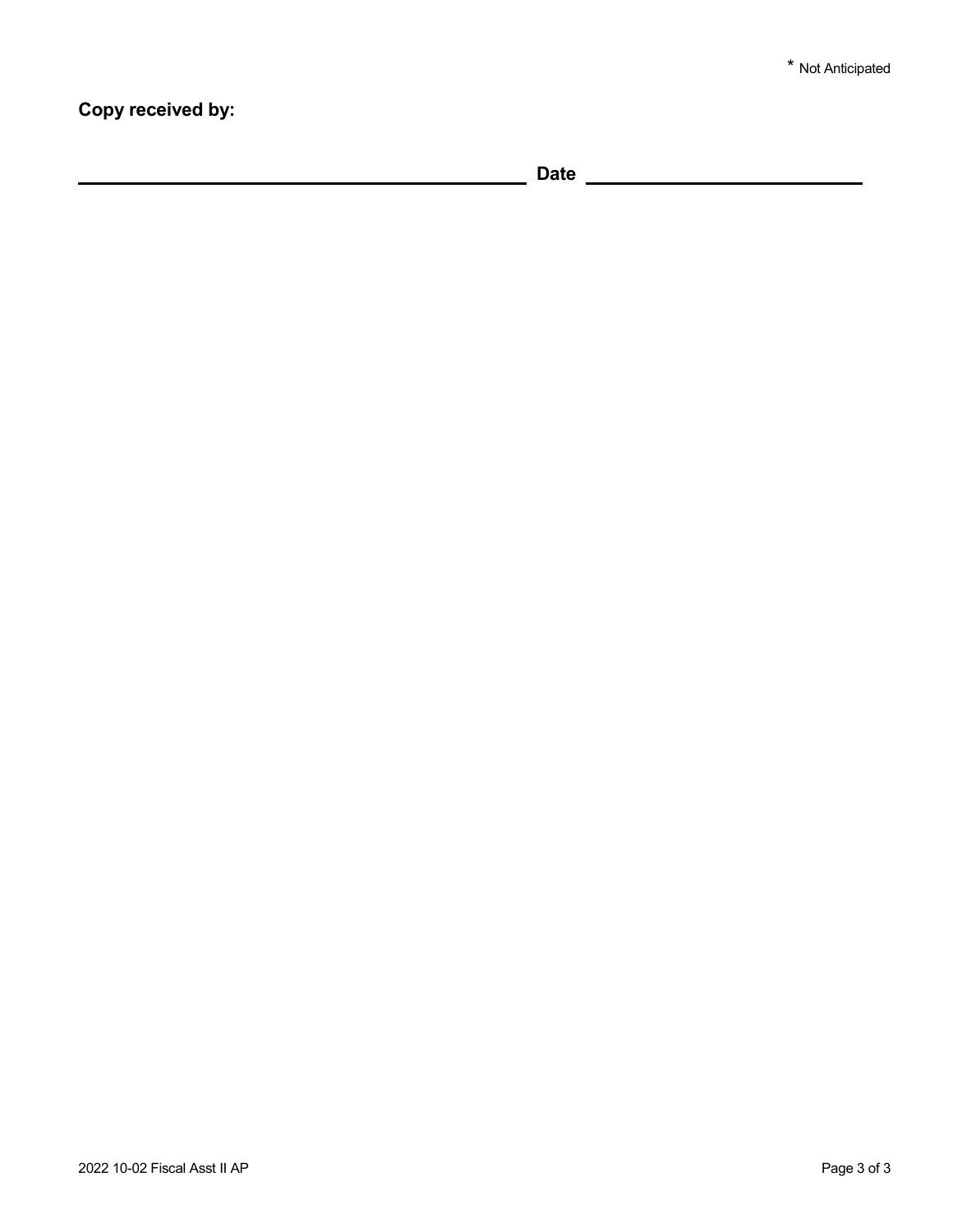* Not Anticipated

**Copy received by:**

\_\_\_\_\_\_\_\_\_\_\_\_\_\_\_\_\_\_\_\_\_\_\_\_\_\_\_\_\_\_\_\_\_\_\_\_\_\_\_\_ **Date** \_\_\_\_\_\_\_\_\_\_\_\_\_\_\_\_\_\_\_\_\_\_\_\_\_